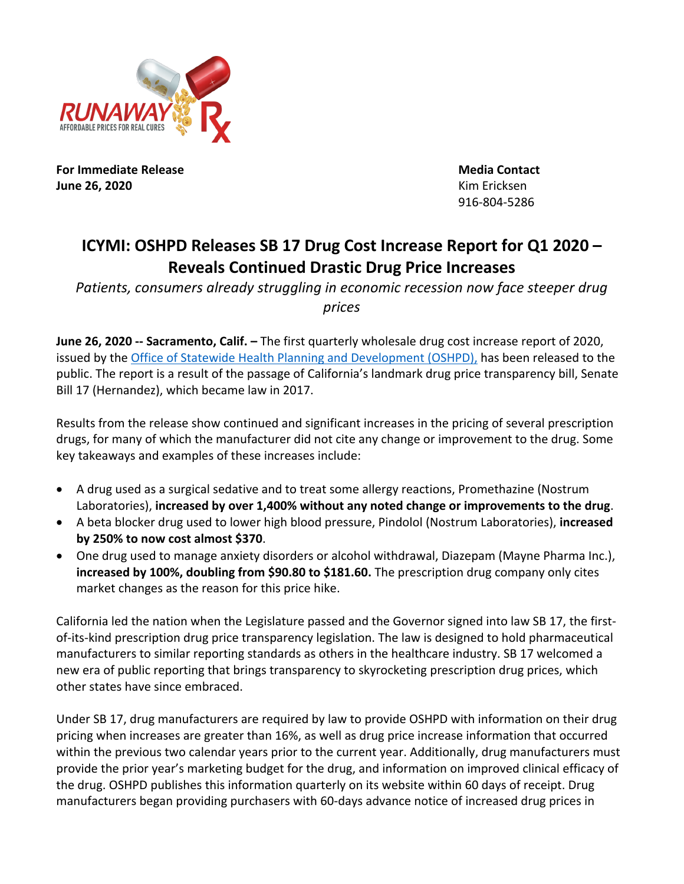**For Immediate Release**
**June 26, 2020**

**Media Contact**
Kim Ericksen
916-804-5286

# ICYMI: OSHPD Releases SB 17 Drug Cost Increase Report for Q1 2020 – Reveals Continued Drastic Drug Price Increases

*Patients, consumers already struggling in economic recession now face steeper drug prices*

**June 26, 2020 -- Sacramento, Calif. –** The first quarterly wholesale drug cost increase report of 2020, issued by the Office of Statewide Health Planning and Development (OSHPD), has been released to the public. The report is a result of the passage of California's landmark drug price transparency bill, Senate Bill 17 (Hernandez), which became law in 2017.

Results from the release show continued and significant increases in the pricing of several prescription drugs, for many of which the manufacturer did not cite any change or improvement to the drug. Some key takeaways and examples of these increases include:

- A drug used as a surgical sedative and to treat some allergy reactions, Promethazine (Nostrum Laboratories), **increased by over 1,400% without any noted change or improvements to the drug**.
- A beta blocker drug used to lower high blood pressure, Pindolol (Nostrum Laboratories), **increased by 250% to now cost almost $370**.
- One drug used to manage anxiety disorders or alcohol withdrawal, Diazepam (Mayne Pharma Inc.), **increased by 100%, doubling from $90.80 to $181.60.** The prescription drug company only cites market changes as the reason for this price hike.

California led the nation when the Legislature passed and the Governor signed into law SB 17, the first-of-its-kind prescription drug price transparency legislation. The law is designed to hold pharmaceutical manufacturers to similar reporting standards as others in the healthcare industry. SB 17 welcomed a new era of public reporting that brings transparency to skyrocketing prescription drug prices, which other states have since embraced.

Under SB 17, drug manufacturers are required by law to provide OSHPD with information on their drug pricing when increases are greater than 16%, as well as drug price increase information that occurred within the previous two calendar years prior to the current year. Additionally, drug manufacturers must provide the prior year's marketing budget for the drug, and information on improved clinical efficacy of the drug. OSHPD publishes this information quarterly on its website within 60 days of receipt. Drug manufacturers began providing purchasers with 60-days advance notice of increased drug prices in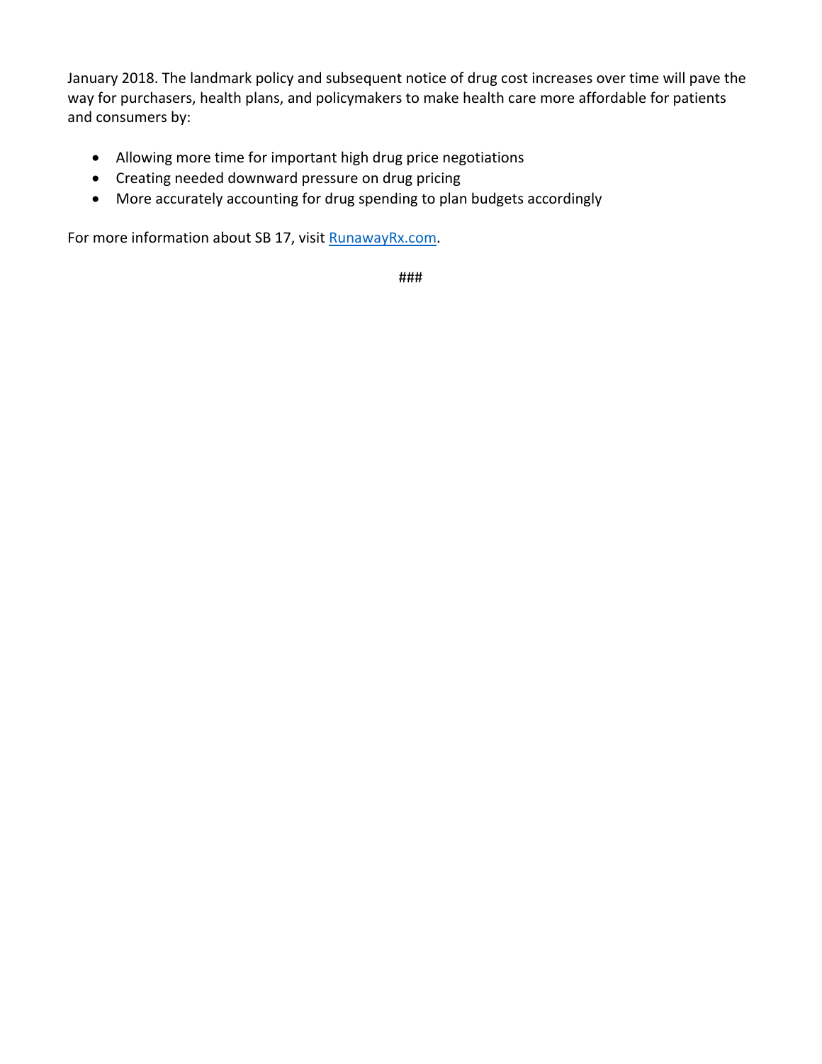January 2018. The landmark policy and subsequent notice of drug cost increases over time will pave the way for purchasers, health plans, and policymakers to make health care more affordable for patients and consumers by:

- Allowing more time for important high drug price negotiations
- Creating needed downward pressure on drug pricing
- More accurately accounting for drug spending to plan budgets accordingly

For more information about SB 17, visit [RunawayRx.com](RunawayRx.com).

###